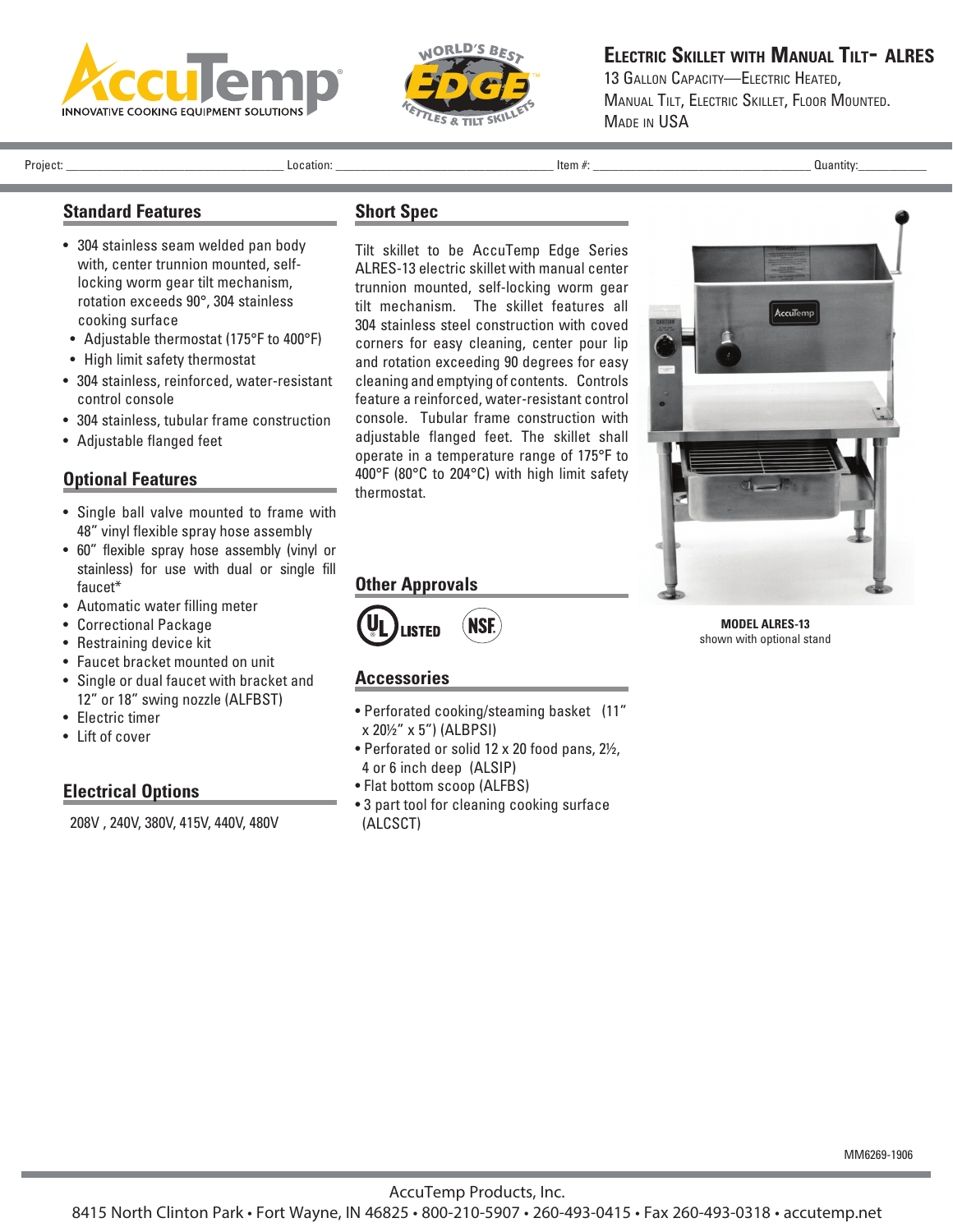# Electric Skillet with Manual Tilt- ALRES

13 Gallon Capacity—Electric Heated,
Manual Tilt, Electric Skillet, Floor Mounted.
Made in USA

Project: ______________________ Location: ______________________ Item #: ______________________ Quantity: ________

## Standard Features

- 304 stainless seam welded pan body with, center trunnion mounted, self-locking worm gear tilt mechanism, rotation exceeds 90°, 304 stainless cooking surface
- Adjustable thermostat (175°F to 400°F)
- High limit safety thermostat
- 304 stainless, reinforced, water-resistant control console
- 304 stainless, tubular frame construction
- Adjustable flanged feet

## Optional Features

- Single ball valve mounted to frame with 48" vinyl flexible spray hose assembly
- 60" flexible spray hose assembly (vinyl or stainless) for use with dual or single fill faucet*
- Automatic water filling meter
- Correctional Package
- Restraining device kit
- Faucet bracket mounted on unit
- Single or dual faucet with bracket and 12" or 18" swing nozzle (ALFBST)
- Electric timer
- Lift of cover

## Electrical Options

208V , 240V, 380V, 415V, 440V, 480V

## Short Spec

Tilt skillet to be AccuTemp Edge Series ALRES-13 electric skillet with manual center trunnion mounted, self-locking worm gear tilt mechanism. The skillet features all 304 stainless steel construction with coved corners for easy cleaning, center pour lip and rotation exceeding 90 degrees for easy cleaning and emptying of contents. Controls feature a reinforced, water-resistant control console. Tubular frame construction with adjustable flanged feet. The skillet shall operate in a temperature range of 175°F to 400°F (80°C to 204°C) with high limit safety thermostat.

## Other Approvals

UL LISTED, NSF

## Accessories

- Perforated cooking/steaming basket (11" x 20½" x 5") (ALBPSI)
- Perforated or solid 12 x 20 food pans, 2½, 4 or 6 inch deep (ALSIP)
- Flat bottom scoop (ALFBS)
- 3 part tool for cleaning cooking surface (ALCSCT)

**MODEL ALRES-13**
shown with optional stand

MM6269-1906

AccuTemp Products, Inc.
8415 North Clinton Park • Fort Wayne, IN 46825 • 800-210-5907 • 260-493-0415 • Fax 260-493-0318 • accutemp.net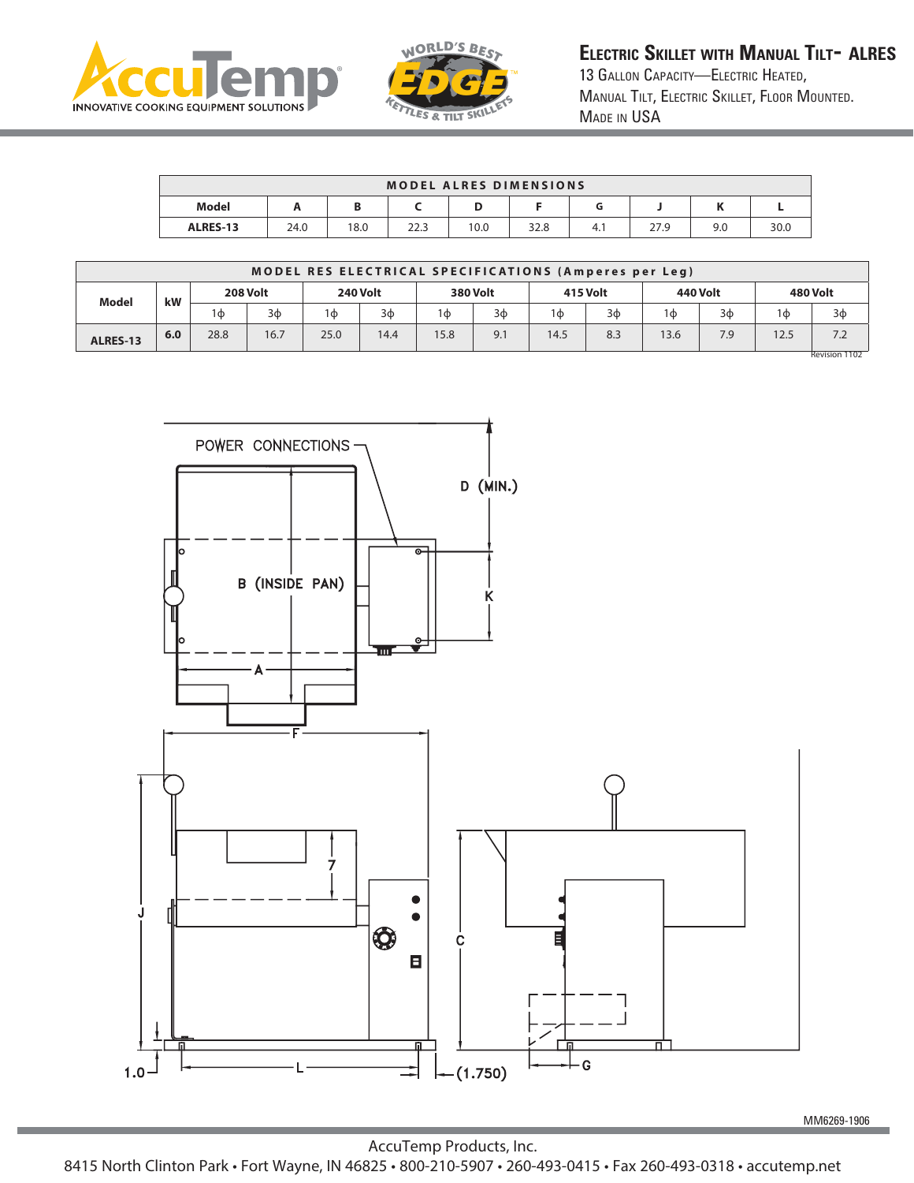# Electric Skillet with Manual Tilt- ALRES

13 Gallon Capacity—Electric Heated,
Manual Tilt, Electric Skillet, Floor Mounted.
Made in USA

| MODEL ALRES DIMENSIONS | | | | | | | | | |
|---|---|---|---|---|---|---|---|---|---|
| Model | A | B | C | D | F | G | J | K | L |
| ALRES-13 | 24.0 | 18.0 | 22.3 | 10.0 | 32.8 | 4.1 | 27.9 | 9.0 | 30.0 |

| MODEL RES ELECTRICAL SPECIFICATIONS (Amperes per Leg) | | | | | | | | | | | | | |
|---|---|---|---|---|---|---|---|---|---|---|---|---|---|
| Model | kW | 208 Volt | | 240 Volt | | 380 Volt | | 415 Volt | | 440 Volt | | 480 Volt | |
| | | 1ϕ | 3ϕ | 1ϕ | 3ϕ | 1ϕ | 3ϕ | 1ϕ | 3ϕ | 1ϕ | 3ϕ | 1ϕ | 3ϕ |
| ALRES-13 | 6.0 | 28.8 | 16.7 | 25.0 | 14.4 | 15.8 | 9.1 | 14.5 | 8.3 | 13.6 | 7.9 | 12.5 | 7.2 |

Revision 1102

POWER CONNECTIONS

D (MIN.)

B (INSIDE PAN)

K

A

F

7

J

C

1.0

L

(1.750)

G

MM6269-1906

AccuTemp Products, Inc.
8415 North Clinton Park • Fort Wayne, IN 46825 • 800-210-5907 • 260-493-0415 • Fax 260-493-0318 • accutemp.net